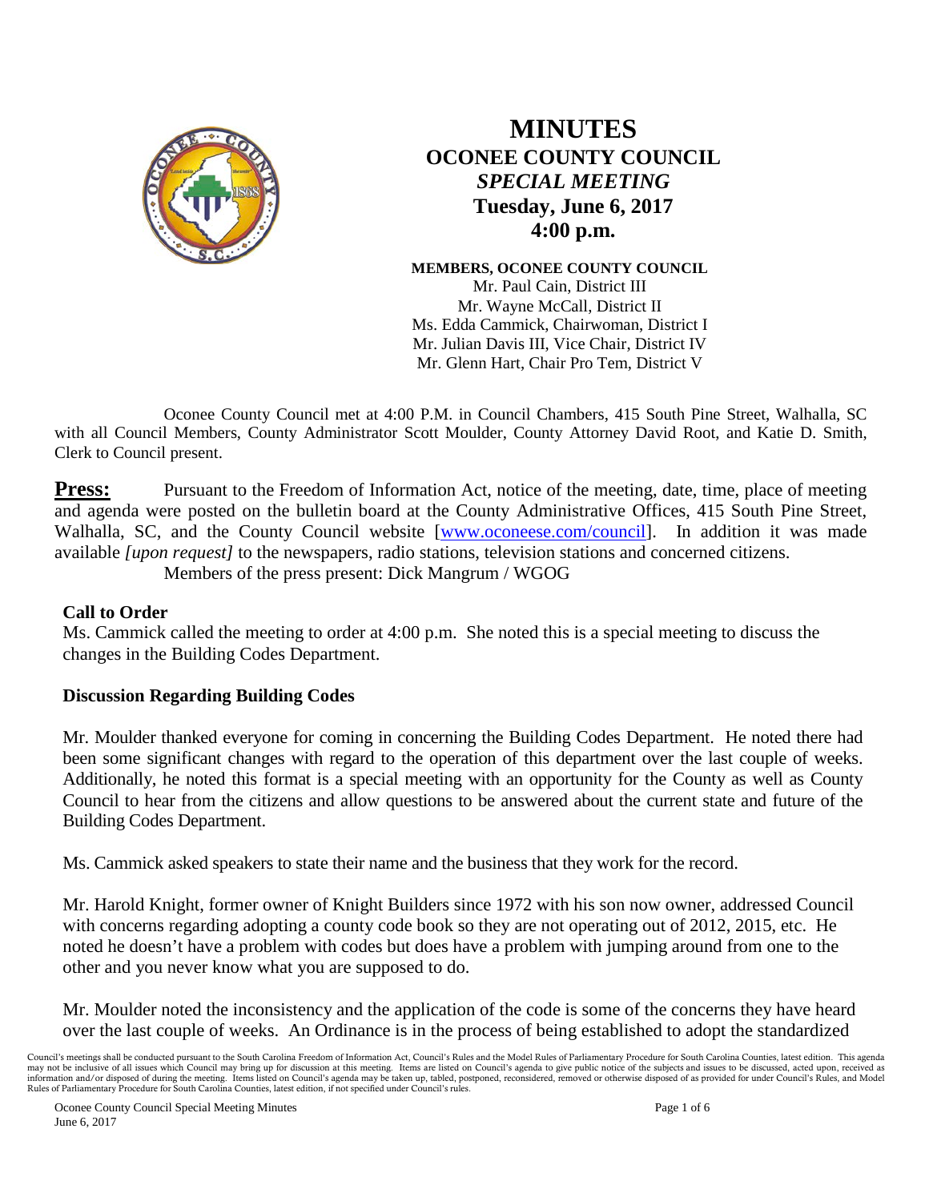# MINUTES
## OCONEE COUNTY COUNCIL
### *SPECIAL MEETING*
### Tuesday, June 6, 2017
### 4:00 p.m.

**MEMBERS, OCONEE COUNTY COUNCIL**
Mr. Paul Cain, District III
Mr. Wayne McCall, District II
Ms. Edda Cammick, Chairwoman, District I
Mr. Julian Davis III, Vice Chair, District IV
Mr. Glenn Hart, Chair Pro Tem, District V

Oconee County Council met at 4:00 P.M. in Council Chambers, 415 South Pine Street, Walhalla, SC with all Council Members, County Administrator Scott Moulder, County Attorney David Root, and Katie D. Smith, Clerk to Council present.

**Press:** Pursuant to the Freedom of Information Act, notice of the meeting, date, time, place of meeting and agenda were posted on the bulletin board at the County Administrative Offices, 415 South Pine Street, Walhalla, SC, and the County Council website [www.oconeese.com/council]. In addition it was made available *[upon request]* to the newspapers, radio stations, television stations and concerned citizens.
Members of the press present: Dick Mangrum / WGOG

**Call to Order**
Ms. Cammick called the meeting to order at 4:00 p.m. She noted this is a special meeting to discuss the changes in the Building Codes Department.

**Discussion Regarding Building Codes**

Mr. Moulder thanked everyone for coming in concerning the Building Codes Department. He noted there had been some significant changes with regard to the operation of this department over the last couple of weeks. Additionally, he noted this format is a special meeting with an opportunity for the County as well as County Council to hear from the citizens and allow questions to be answered about the current state and future of the Building Codes Department.

Ms. Cammick asked speakers to state their name and the business that they work for the record.

Mr. Harold Knight, former owner of Knight Builders since 1972 with his son now owner, addressed Council with concerns regarding adopting a county code book so they are not operating out of 2012, 2015, etc. He noted he doesn't have a problem with codes but does have a problem with jumping around from one to the other and you never know what you are supposed to do.

Mr. Moulder noted the inconsistency and the application of the code is some of the concerns they have heard over the last couple of weeks. An Ordinance is in the process of being established to adopt the standardized

Council's meetings shall be conducted pursuant to the South Carolina Freedom of Information Act, Council's Rules and the Model Rules of Parliamentary Procedure for South Carolina Counties, latest edition. This agenda may not be inclusive of all issues which Council may bring up for discussion at this meeting. Items are listed on Council's agenda to give public notice of the subjects and issues to be discussed, acted upon, received as information and/or disposed of during the meeting. Items listed on Council's agenda may be taken up, tabled, postponed, reconsidered, removed or otherwise disposed of as provided for under Council's Rules, and Model Rules of Parliamentary Procedure for South Carolina Counties, latest edition, if not specified under Council's rules.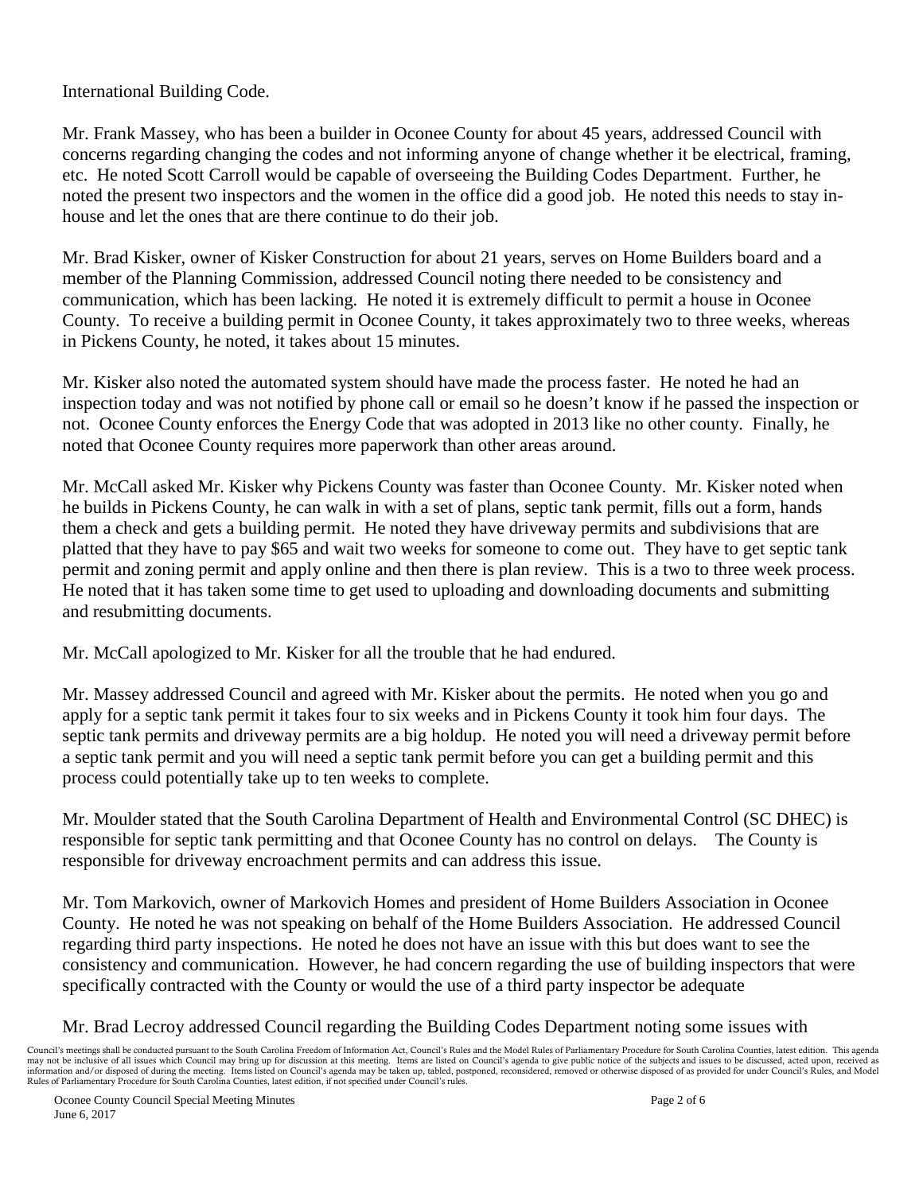International Building Code.

Mr. Frank Massey, who has been a builder in Oconee County for about 45 years, addressed Council with concerns regarding changing the codes and not informing anyone of change whether it be electrical, framing, etc. He noted Scott Carroll would be capable of overseeing the Building Codes Department. Further, he noted the present two inspectors and the women in the office did a good job. He noted this needs to stay in-house and let the ones that are there continue to do their job.

Mr. Brad Kisker, owner of Kisker Construction for about 21 years, serves on Home Builders board and a member of the Planning Commission, addressed Council noting there needed to be consistency and communication, which has been lacking. He noted it is extremely difficult to permit a house in Oconee County. To receive a building permit in Oconee County, it takes approximately two to three weeks, whereas in Pickens County, he noted, it takes about 15 minutes.

Mr. Kisker also noted the automated system should have made the process faster. He noted he had an inspection today and was not notified by phone call or email so he doesn't know if he passed the inspection or not. Oconee County enforces the Energy Code that was adopted in 2013 like no other county. Finally, he noted that Oconee County requires more paperwork than other areas around.

Mr. McCall asked Mr. Kisker why Pickens County was faster than Oconee County. Mr. Kisker noted when he builds in Pickens County, he can walk in with a set of plans, septic tank permit, fills out a form, hands them a check and gets a building permit. He noted they have driveway permits and subdivisions that are platted that they have to pay $65 and wait two weeks for someone to come out. They have to get septic tank permit and zoning permit and apply online and then there is plan review. This is a two to three week process. He noted that it has taken some time to get used to uploading and downloading documents and submitting and resubmitting documents.

Mr. McCall apologized to Mr. Kisker for all the trouble that he had endured.

Mr. Massey addressed Council and agreed with Mr. Kisker about the permits. He noted when you go and apply for a septic tank permit it takes four to six weeks and in Pickens County it took him four days. The septic tank permits and driveway permits are a big holdup. He noted you will need a driveway permit before a septic tank permit and you will need a septic tank permit before you can get a building permit and this process could potentially take up to ten weeks to complete.

Mr. Moulder stated that the South Carolina Department of Health and Environmental Control (SC DHEC) is responsible for septic tank permitting and that Oconee County has no control on delays. The County is responsible for driveway encroachment permits and can address this issue.

Mr. Tom Markovich, owner of Markovich Homes and president of Home Builders Association in Oconee County. He noted he was not speaking on behalf of the Home Builders Association. He addressed Council regarding third party inspections. He noted he does not have an issue with this but does want to see the consistency and communication. However, he had concern regarding the use of building inspectors that were specifically contracted with the County or would the use of a third party inspector be adequate

Mr. Brad Lecroy addressed Council regarding the Building Codes Department noting some issues with

Council's meetings shall be conducted pursuant to the South Carolina Freedom of Information Act, Council's Rules and the Model Rules of Parliamentary Procedure for South Carolina Counties, latest edition. This agenda may not be inclusive of all issues which Council may bring up for discussion at this meeting. Items are listed on Council's agenda to give public notice of the subjects and issues to be discussed, acted upon, received as information and/or disposed of during the meeting. Items listed on Council's agenda may be taken up, tabled, postponed, reconsidered, removed or otherwise disposed of as provided for under Council's Rules, and Model Rules of Parliamentary Procedure for South Carolina Counties, latest edition, if not specified under Council's rules.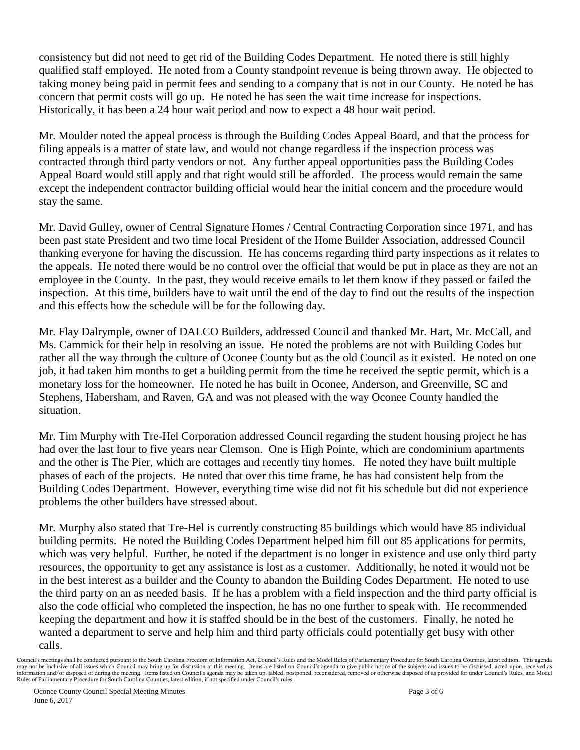consistency but did not need to get rid of the Building Codes Department. He noted there is still highly qualified staff employed. He noted from a County standpoint revenue is being thrown away. He objected to taking money being paid in permit fees and sending to a company that is not in our County. He noted he has concern that permit costs will go up. He noted he has seen the wait time increase for inspections. Historically, it has been a 24 hour wait period and now to expect a 48 hour wait period.

Mr. Moulder noted the appeal process is through the Building Codes Appeal Board, and that the process for filing appeals is a matter of state law, and would not change regardless if the inspection process was contracted through third party vendors or not. Any further appeal opportunities pass the Building Codes Appeal Board would still apply and that right would still be afforded. The process would remain the same except the independent contractor building official would hear the initial concern and the procedure would stay the same.

Mr. David Gulley, owner of Central Signature Homes / Central Contracting Corporation since 1971, and has been past state President and two time local President of the Home Builder Association, addressed Council thanking everyone for having the discussion. He has concerns regarding third party inspections as it relates to the appeals. He noted there would be no control over the official that would be put in place as they are not an employee in the County. In the past, they would receive emails to let them know if they passed or failed the inspection. At this time, builders have to wait until the end of the day to find out the results of the inspection and this effects how the schedule will be for the following day.

Mr. Flay Dalrymple, owner of DALCO Builders, addressed Council and thanked Mr. Hart, Mr. McCall, and Ms. Cammick for their help in resolving an issue. He noted the problems are not with Building Codes but rather all the way through the culture of Oconee County but as the old Council as it existed. He noted on one job, it had taken him months to get a building permit from the time he received the septic permit, which is a monetary loss for the homeowner. He noted he has built in Oconee, Anderson, and Greenville, SC and Stephens, Habersham, and Raven, GA and was not pleased with the way Oconee County handled the situation.

Mr. Tim Murphy with Tre-Hel Corporation addressed Council regarding the student housing project he has had over the last four to five years near Clemson. One is High Pointe, which are condominium apartments and the other is The Pier, which are cottages and recently tiny homes. He noted they have built multiple phases of each of the projects. He noted that over this time frame, he has had consistent help from the Building Codes Department. However, everything time wise did not fit his schedule but did not experience problems the other builders have stressed about.

Mr. Murphy also stated that Tre-Hel is currently constructing 85 buildings which would have 85 individual building permits. He noted the Building Codes Department helped him fill out 85 applications for permits, which was very helpful. Further, he noted if the department is no longer in existence and use only third party resources, the opportunity to get any assistance is lost as a customer. Additionally, he noted it would not be in the best interest as a builder and the County to abandon the Building Codes Department. He noted to use the third party on an as needed basis. If he has a problem with a field inspection and the third party official is also the code official who completed the inspection, he has no one further to speak with. He recommended keeping the department and how it is staffed should be in the best of the customers. Finally, he noted he wanted a department to serve and help him and third party officials could potentially get busy with other calls.

Council's meetings shall be conducted pursuant to the South Carolina Freedom of Information Act, Council's Rules and the Model Rules of Parliamentary Procedure for South Carolina Counties, latest edition. This agenda may not be inclusive of all issues which Council may bring up for discussion at this meeting. Items are listed on Council's agenda to give public notice of the subjects and issues to be discussed, acted upon, received as information and/or disposed of during the meeting. Items listed on Council's agenda may be taken up, tabled, postponed, reconsidered, removed or otherwise disposed of as provided for under Council's Rules, and Model Rules of Parliamentary Procedure for South Carolina Counties, latest edition, if not specified under Council's rules.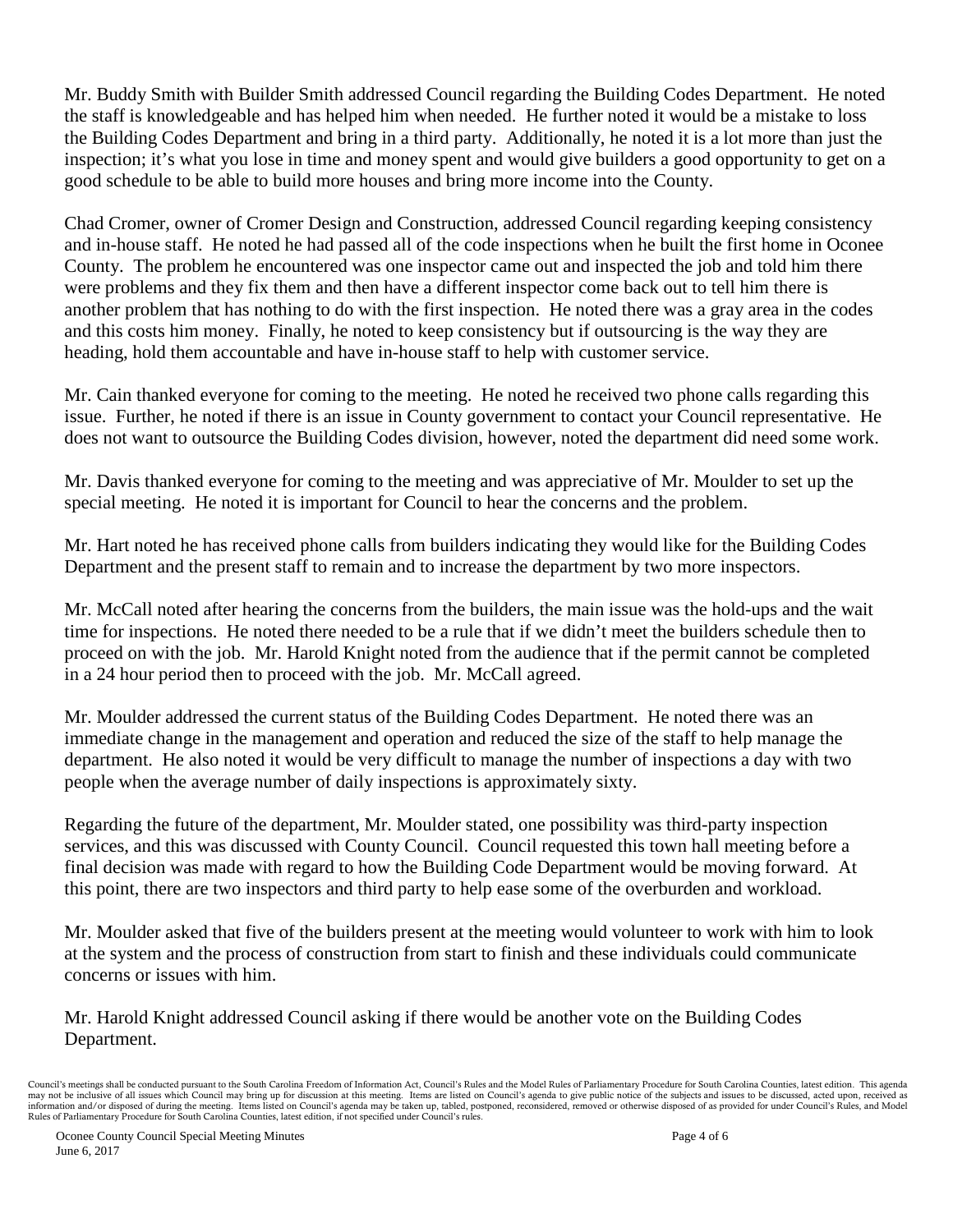Mr. Buddy Smith with Builder Smith addressed Council regarding the Building Codes Department. He noted the staff is knowledgeable and has helped him when needed. He further noted it would be a mistake to loss the Building Codes Department and bring in a third party. Additionally, he noted it is a lot more than just the inspection; it's what you lose in time and money spent and would give builders a good opportunity to get on a good schedule to be able to build more houses and bring more income into the County.

Chad Cromer, owner of Cromer Design and Construction, addressed Council regarding keeping consistency and in-house staff. He noted he had passed all of the code inspections when he built the first home in Oconee County. The problem he encountered was one inspector came out and inspected the job and told him there were problems and they fix them and then have a different inspector come back out to tell him there is another problem that has nothing to do with the first inspection. He noted there was a gray area in the codes and this costs him money. Finally, he noted to keep consistency but if outsourcing is the way they are heading, hold them accountable and have in-house staff to help with customer service.

Mr. Cain thanked everyone for coming to the meeting. He noted he received two phone calls regarding this issue. Further, he noted if there is an issue in County government to contact your Council representative. He does not want to outsource the Building Codes division, however, noted the department did need some work.

Mr. Davis thanked everyone for coming to the meeting and was appreciative of Mr. Moulder to set up the special meeting. He noted it is important for Council to hear the concerns and the problem.

Mr. Hart noted he has received phone calls from builders indicating they would like for the Building Codes Department and the present staff to remain and to increase the department by two more inspectors.

Mr. McCall noted after hearing the concerns from the builders, the main issue was the hold-ups and the wait time for inspections. He noted there needed to be a rule that if we didn't meet the builders schedule then to proceed on with the job. Mr. Harold Knight noted from the audience that if the permit cannot be completed in a 24 hour period then to proceed with the job. Mr. McCall agreed.

Mr. Moulder addressed the current status of the Building Codes Department. He noted there was an immediate change in the management and operation and reduced the size of the staff to help manage the department. He also noted it would be very difficult to manage the number of inspections a day with two people when the average number of daily inspections is approximately sixty.

Regarding the future of the department, Mr. Moulder stated, one possibility was third-party inspection services, and this was discussed with County Council. Council requested this town hall meeting before a final decision was made with regard to how the Building Code Department would be moving forward. At this point, there are two inspectors and third party to help ease some of the overburden and workload.

Mr. Moulder asked that five of the builders present at the meeting would volunteer to work with him to look at the system and the process of construction from start to finish and these individuals could communicate concerns or issues with him.

Mr. Harold Knight addressed Council asking if there would be another vote on the Building Codes Department.

Council's meetings shall be conducted pursuant to the South Carolina Freedom of Information Act, Council's Rules and the Model Rules of Parliamentary Procedure for South Carolina Counties, latest edition. This agenda may not be inclusive of all issues which Council may bring up for discussion at this meeting. Items are listed on Council's agenda to give public notice of the subjects and issues to be discussed, acted upon, received as information and/or disposed of during the meeting. Items listed on Council's agenda may be taken up, tabled, postponed, reconsidered, removed or otherwise disposed of as provided for under Council's Rules, and Model Rules of Parliamentary Procedure for South Carolina Counties, latest edition, if not specified under Council's rules.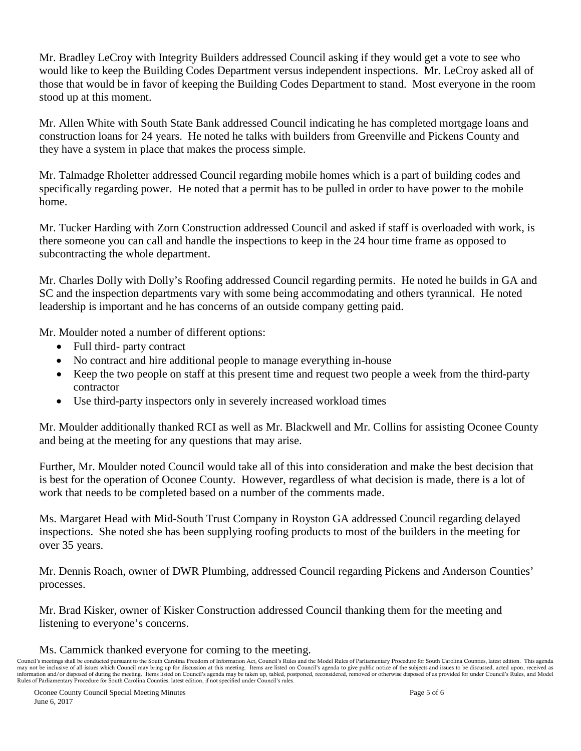Mr. Bradley LeCroy with Integrity Builders addressed Council asking if they would get a vote to see who would like to keep the Building Codes Department versus independent inspections. Mr. LeCroy asked all of those that would be in favor of keeping the Building Codes Department to stand. Most everyone in the room stood up at this moment.

Mr. Allen White with South State Bank addressed Council indicating he has completed mortgage loans and construction loans for 24 years. He noted he talks with builders from Greenville and Pickens County and they have a system in place that makes the process simple.

Mr. Talmadge Rholetter addressed Council regarding mobile homes which is a part of building codes and specifically regarding power. He noted that a permit has to be pulled in order to have power to the mobile home.

Mr. Tucker Harding with Zorn Construction addressed Council and asked if staff is overloaded with work, is there someone you can call and handle the inspections to keep in the 24 hour time frame as opposed to subcontracting the whole department.

Mr. Charles Dolly with Dolly's Roofing addressed Council regarding permits. He noted he builds in GA and SC and the inspection departments vary with some being accommodating and others tyrannical. He noted leadership is important and he has concerns of an outside company getting paid.

Mr. Moulder noted a number of different options:

- Full third- party contract
- No contract and hire additional people to manage everything in-house
- Keep the two people on staff at this present time and request two people a week from the third-party contractor
- Use third-party inspectors only in severely increased workload times

Mr. Moulder additionally thanked RCI as well as Mr. Blackwell and Mr. Collins for assisting Oconee County and being at the meeting for any questions that may arise.

Further, Mr. Moulder noted Council would take all of this into consideration and make the best decision that is best for the operation of Oconee County. However, regardless of what decision is made, there is a lot of work that needs to be completed based on a number of the comments made.

Ms. Margaret Head with Mid-South Trust Company in Royston GA addressed Council regarding delayed inspections. She noted she has been supplying roofing products to most of the builders in the meeting for over 35 years.

Mr. Dennis Roach, owner of DWR Plumbing, addressed Council regarding Pickens and Anderson Counties' processes.

Mr. Brad Kisker, owner of Kisker Construction addressed Council thanking them for the meeting and listening to everyone's concerns.

Ms. Cammick thanked everyone for coming to the meeting.

Council's meetings shall be conducted pursuant to the South Carolina Freedom of Information Act, Council's Rules and the Model Rules of Parliamentary Procedure for South Carolina Counties, latest edition. This agenda may not be inclusive of all issues which Council may bring up for discussion at this meeting. Items are listed on Council's agenda to give public notice of the subjects and issues to be discussed, acted upon, received as information and/or disposed of during the meeting. Items listed on Council's agenda may be taken up, tabled, postponed, reconsidered, removed or otherwise disposed of as provided for under Council's Rules, and Model Rules of Parliamentary Procedure for South Carolina Counties, latest edition, if not specified under Council's rules.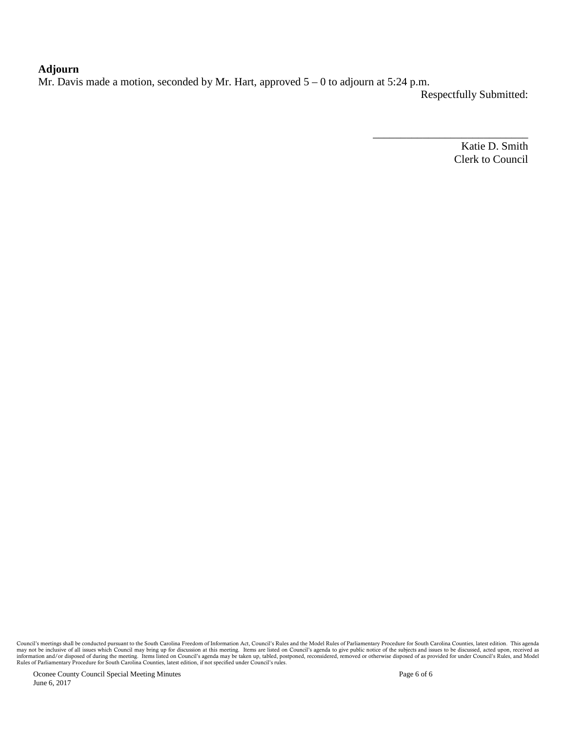**Adjourn**

Mr. Davis made a motion, seconded by Mr. Hart, approved 5 – 0 to adjourn at 5:24 p.m.

Respectfully Submitted:

\_\_\_\_\_\_\_\_\_\_\_\_\_\_\_\_\_\_\_\_\_\_\_\_\_\_\_\_\_\_

Katie D. Smith
Clerk to Council

Council's meetings shall be conducted pursuant to the South Carolina Freedom of Information Act, Council's Rules and the Model Rules of Parliamentary Procedure for South Carolina Counties, latest edition. This agenda may not be inclusive of all issues which Council may bring up for discussion at this meeting. Items are listed on Council's agenda to give public notice of the subjects and issues to be discussed, acted upon, received as information and/or disposed of during the meeting. Items listed on Council's agenda may be taken up, tabled, postponed, reconsidered, removed or otherwise disposed of as provided for under Council's Rules, and Model Rules of Parliamentary Procedure for South Carolina Counties, latest edition, if not specified under Council's rules.